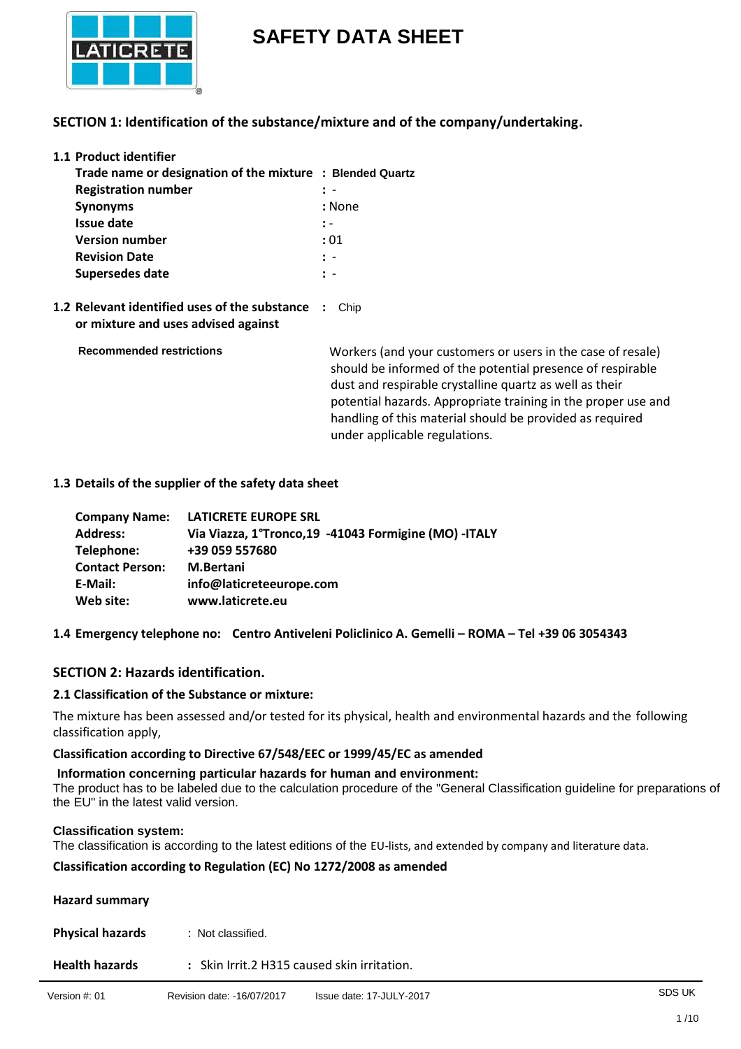# SAFETY DATA SHEET

## SECTION 1: Identification of the substance/mixture and of the company/undertaking.

### 1.1 Product identifier

| | |
|---|---|
| **Trade name or designation of the mixture** | : **Blended Quartz** |
| **Registration number** | : - |
| **Synonyms** | : None |
| **Issue date** | : - |
| **Version number** | : 01 |
| **Revision Date** | : - |
| **Supersedes date** | : - |

### 1.2 Relevant identified uses of the substance or mixture and uses advised against

: Chip

**Recommended restrictions**

Workers (and your customers or users in the case of resale) should be informed of the potential presence of respirable dust and respirable crystalline quartz as well as their potential hazards. Appropriate training in the proper use and handling of this material should be provided as required under applicable regulations.

### 1.3 Details of the supplier of the safety data sheet

| | |
|---|---|
| **Company Name:** | **LATICRETE EUROPE SRL** |
| **Address:** | **Via Viazza, 1°Tronco,19 -41043 Formigine (MO) -ITALY** |
| **Telephone:** | **+39 059 557680** |
| **Contact Person:** | **M.Bertani** |
| **E-Mail:** | **info@laticreteeurope.com** |
| **Web site:** | **www.laticrete.eu** |

### 1.4 Emergency telephone no: Centro Antiveleni Policlinico A. Gemelli – ROMA – Tel +39 06 3054343

## SECTION 2: Hazards identification.

### 2.1 Classification of the Substance or mixture:

The mixture has been assessed and/or tested for its physical, health and environmental hazards and the following classification apply,

**Classification according to Directive 67/548/EEC or 1999/45/EC as amended**

**Information concerning particular hazards for human and environment:**
The product has to be labeled due to the calculation procedure of the "General Classification guideline for preparations of the EU" in the latest valid version.

**Classification system:**
The classification is according to the latest editions of the EU-lists, and extended by company and literature data.

**Classification according to Regulation (EC) No 1272/2008 as amended**

**Hazard summary**

| | |
|---|---|
| **Physical hazards** | : Not classified. |
| **Health hazards** | : Skin Irrit.2 H315 caused skin irritation. |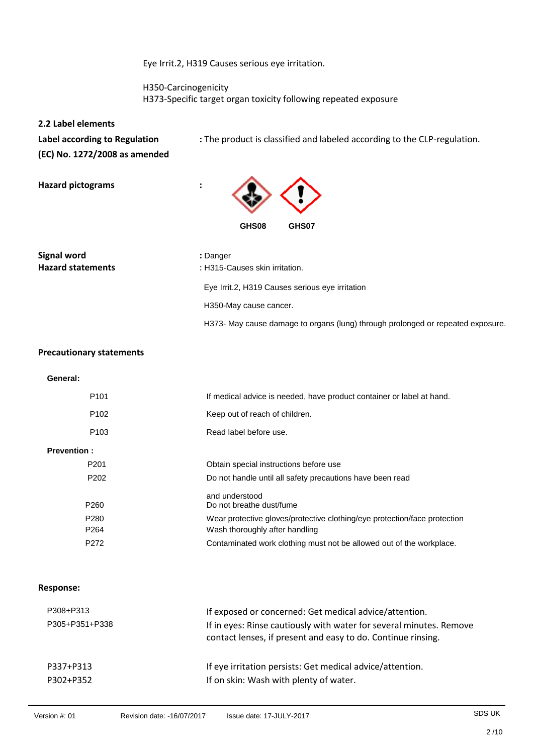Eye Irrit.2, H319 Causes serious eye irritation.

H350-Carcinogenicity
H373-Specific target organ toxicity following repeated exposure

### 2.2 Label elements

**Label according to Regulation (EC) No. 1272/2008 as amended** : The product is classified and labeled according to the CLP-regulation.

**Hazard pictograms** :

GHS08 GHS07

**Signal word** : Danger

**Hazard statements** : H315-Causes skin irritation.

Eye Irrit.2, H319 Causes serious eye irritation

H350-May cause cancer.

H373- May cause damage to organs (lung) through prolonged or repeated exposure.

### Precautionary statements

**General:**

| | |
|---|---|
| P101 | If medical advice is needed, have product container or label at hand. |
| P102 | Keep out of reach of children. |
| P103 | Read label before use. |

**Prevention :**

| | |
|---|---|
| P201 | Obtain special instructions before use |
| P202 | Do not handle until all safety precautions have been read and understood |
| P260 | Do not breathe dust/fume |
| P280 | Wear protective gloves/protective clothing/eye protection/face protection |
| P264 | Wash thoroughly after handling |
| P272 | Contaminated work clothing must not be allowed out of the workplace. |

**Response:**

| | |
|---|---|
| P308+P313 | If exposed or concerned: Get medical advice/attention. |
| P305+P351+P338 | If in eyes: Rinse cautiously with water for several minutes. Remove contact lenses, if present and easy to do. Continue rinsing. |
| P337+P313 | If eye irritation persists: Get medical advice/attention. |
| P302+P352 | If on skin: Wash with plenty of water. |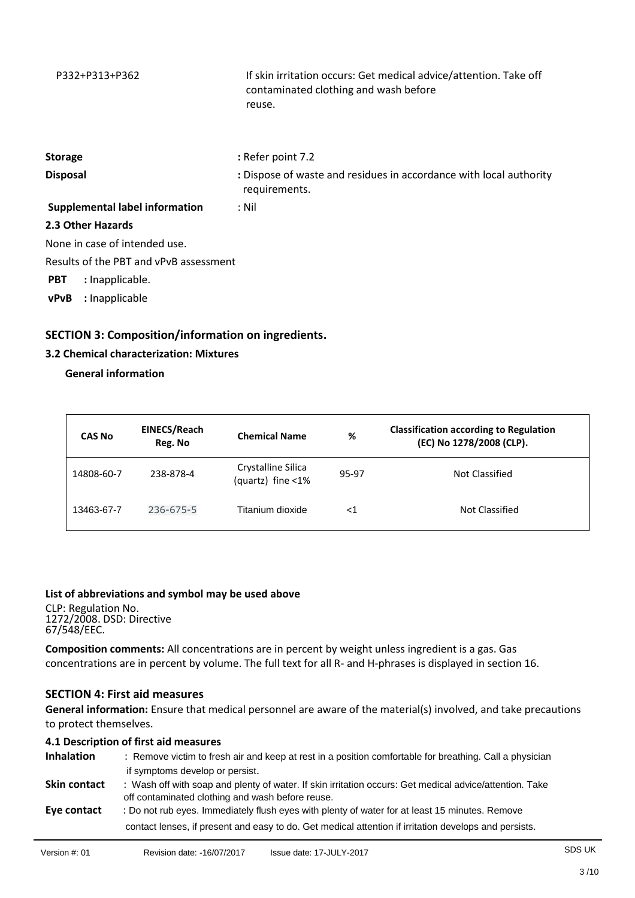| | |
|---|---|
| P332+P313+P362 | If skin irritation occurs: Get medical advice/attention. Take off contaminated clothing and wash before reuse. |

**Storage** : Refer point 7.2

**Disposal** : Dispose of waste and residues in accordance with local authority requirements.

**Supplemental label information** : Nil

### 2.3 Other Hazards

None in case of intended use.

Results of the PBT and vPvB assessment

**PBT** : Inapplicable.

**vPvB** : Inapplicable

## SECTION 3: Composition/information on ingredients.

### 3.2 Chemical characterization: Mixtures

**General information**

| CAS No | EINECS/Reach Reg. No | Chemical Name | % | Classification according to Regulation (EC) No 1278/2008 (CLP). |
|---|---|---|---|---|
| 14808-60-7 | 238-878-4 | Crystalline Silica (quartz) fine <1% | 95-97 | Not Classified |
| 13463-67-7 | 236-675-5 | Titanium dioxide | <1 | Not Classified |

**List of abbreviations and symbol may be used above**

CLP: Regulation No. 1272/2008. DSD: Directive 67/548/EEC.

**Composition comments:** All concentrations are in percent by weight unless ingredient is a gas. Gas concentrations are in percent by volume. The full text for all R- and H-phrases is displayed in section 16.

## SECTION 4: First aid measures

**General information:** Ensure that medical personnel are aware of the material(s) involved, and take precautions to protect themselves.

### 4.1 Description of first aid measures

**Inhalation** : Remove victim to fresh air and keep at rest in a position comfortable for breathing. Call a physician if symptoms develop or persist.

**Skin contact** : Wash off with soap and plenty of water. If skin irritation occurs: Get medical advice/attention. Take off contaminated clothing and wash before reuse.

**Eye contact** : Do not rub eyes. Immediately flush eyes with plenty of water for at least 15 minutes. Remove contact lenses, if present and easy to do. Get medical attention if irritation develops and persists.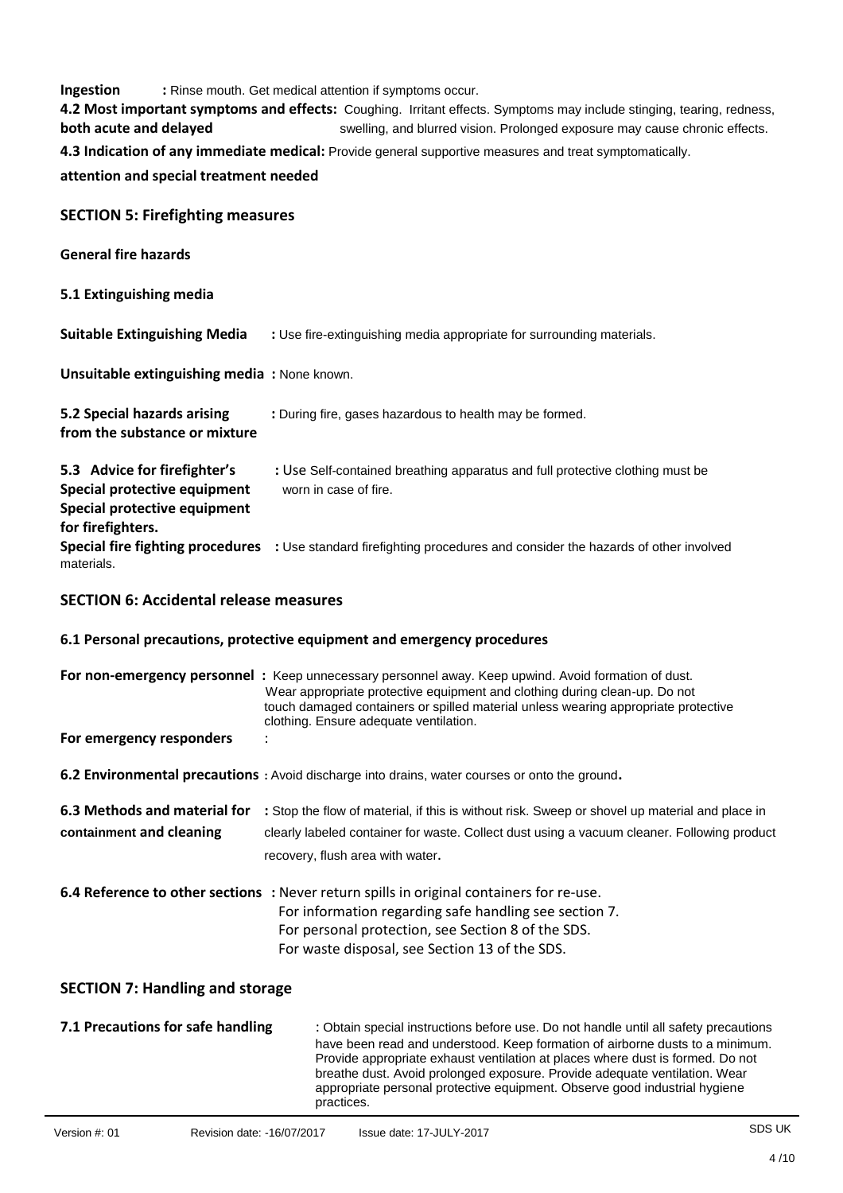**Ingestion** : Rinse mouth. Get medical attention if symptoms occur.

**4.2 Most important symptoms and effects: both acute and delayed** Coughing. Irritant effects. Symptoms may include stinging, tearing, redness, swelling, and blurred vision. Prolonged exposure may cause chronic effects.

**4.3 Indication of any immediate medical: attention and special treatment needed** Provide general supportive measures and treat symptomatically.

## SECTION 5: Firefighting measures

**General fire hazards**

**5.1 Extinguishing media**

**Suitable Extinguishing Media** : Use fire-extinguishing media appropriate for surrounding materials.

**Unsuitable extinguishing media** : None known.

**5.2 Special hazards arising from the substance or mixture** : During fire, gases hazardous to health may be formed.

**5.3 Advice for firefighter's Special protective equipment Special protective equipment for firefighters.** : Use Self-contained breathing apparatus and full protective clothing must be worn in case of fire.

**Special fire fighting procedures** : Use standard firefighting procedures and consider the hazards of other involved materials.

## SECTION 6: Accidental release measures

### 6.1 Personal precautions, protective equipment and emergency procedures

**For non-emergency personnel** : Keep unnecessary personnel away. Keep upwind. Avoid formation of dust. Wear appropriate protective equipment and clothing during clean-up. Do not touch damaged containers or spilled material unless wearing appropriate protective clothing. Ensure adequate ventilation.

**For emergency responders** :

**6.2 Environmental precautions** : Avoid discharge into drains, water courses or onto the ground.

**6.3 Methods and material for containment and cleaning** : Stop the flow of material, if this is without risk. Sweep or shovel up material and place in clearly labeled container for waste. Collect dust using a vacuum cleaner. Following product recovery, flush area with water.

**6.4 Reference to other sections** : Never return spills in original containers for re-use.
For information regarding safe handling see section 7.
For personal protection, see Section 8 of the SDS.
For waste disposal, see Section 13 of the SDS.

## SECTION 7: Handling and storage

**7.1 Precautions for safe handling** : Obtain special instructions before use. Do not handle until all safety precautions have been read and understood. Keep formation of airborne dusts to a minimum. Provide appropriate exhaust ventilation at places where dust is formed. Do not breathe dust. Avoid prolonged exposure. Provide adequate ventilation. Wear appropriate personal protective equipment. Observe good industrial hygiene practices.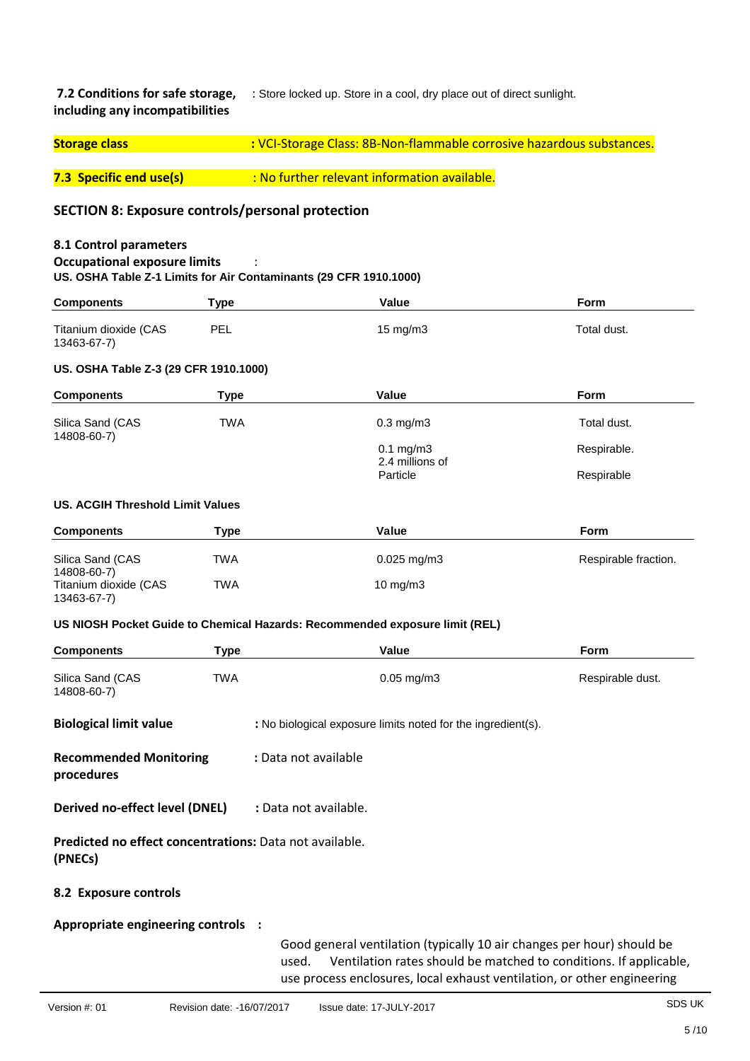**7.2 Conditions for safe storage, including any incompatibilities** : Store locked up. Store in a cool, dry place out of direct sunlight.

**Storage class** : VCI-Storage Class: 8B-Non-flammable corrosive hazardous substances.

**7.3 Specific end use(s)** : No further relevant information available.

## SECTION 8: Exposure controls/personal protection

### 8.1 Control parameters

**Occupational exposure limits** :

**US. OSHA Table Z-1 Limits for Air Contaminants (29 CFR 1910.1000)**

| Components | Type | Value | Form |
|---|---|---|---|
| Titanium dioxide (CAS 13463-67-7) | PEL | 15 mg/m3 | Total dust. |

**US. OSHA Table Z-3 (29 CFR 1910.1000)**

| Components | Type | Value | Form |
|---|---|---|---|
| Silica Sand (CAS 14808-60-7) | TWA | 0.3 mg/m3 | Total dust. |
| | | 0.1 mg/m3 | Respirable. |
| | | 2.4 millions of Particle | Respirable |

**US. ACGIH Threshold Limit Values**

| Components | Type | Value | Form |
|---|---|---|---|
| Silica Sand (CAS 14808-60-7) | TWA | 0.025 mg/m3 | Respirable fraction. |
| Titanium dioxide (CAS 13463-67-7) | TWA | 10 mg/m3 | |

**US NIOSH Pocket Guide to Chemical Hazards: Recommended exposure limit (REL)**

| Components | Type | Value | Form |
|---|---|---|---|
| Silica Sand (CAS 14808-60-7) | TWA | 0.05 mg/m3 | Respirable dust. |

**Biological limit value** : No biological exposure limits noted for the ingredient(s).

**Recommended Monitoring procedures** : Data not available

**Derived no-effect level (DNEL)** : Data not available.

**Predicted no effect concentrations: (PNECs)** Data not available.

### 8.2 Exposure controls

**Appropriate engineering controls** :

Good general ventilation (typically 10 air changes per hour) should be used. Ventilation rates should be matched to conditions. If applicable, use process enclosures, local exhaust ventilation, or other engineering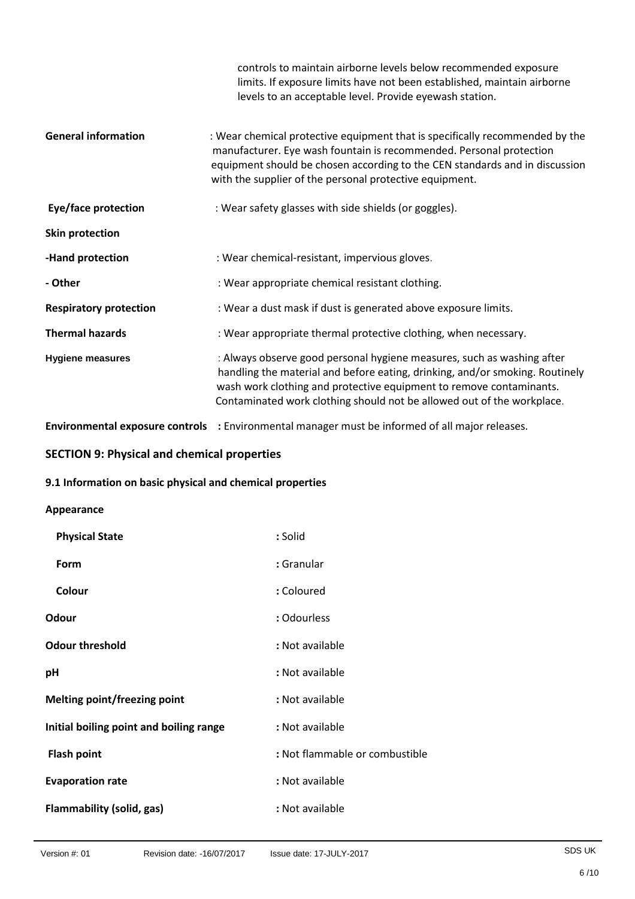controls to maintain airborne levels below recommended exposure limits. If exposure limits have not been established, maintain airborne levels to an acceptable level. Provide eyewash station.

**General information** : Wear chemical protective equipment that is specifically recommended by the manufacturer. Eye wash fountain is recommended. Personal protection equipment should be chosen according to the CEN standards and in discussion with the supplier of the personal protective equipment.

**Eye/face protection** : Wear safety glasses with side shields (or goggles).

**Skin protection**

**-Hand protection** : Wear chemical-resistant, impervious gloves.

**- Other** : Wear appropriate chemical resistant clothing.

**Respiratory protection** : Wear a dust mask if dust is generated above exposure limits.

**Thermal hazards** : Wear appropriate thermal protective clothing, when necessary.

**Hygiene measures** : Always observe good personal hygiene measures, such as washing after handling the material and before eating, drinking, and/or smoking. Routinely wash work clothing and protective equipment to remove contaminants. Contaminated work clothing should not be allowed out of the workplace.

**Environmental exposure controls** : Environmental manager must be informed of all major releases.

## SECTION 9: Physical and chemical properties

### 9.1 Information on basic physical and chemical properties

**Appearance**

**Physical State** : Solid

**Form** : Granular

**Colour** : Coloured

**Odour** : Odourless

**Odour threshold** : Not available

**pH** : Not available

**Melting point/freezing point** : Not available

**Initial boiling point and boiling range** : Not available

**Flash point** : Not flammable or combustible

**Evaporation rate** : Not available

**Flammability (solid, gas)** : Not available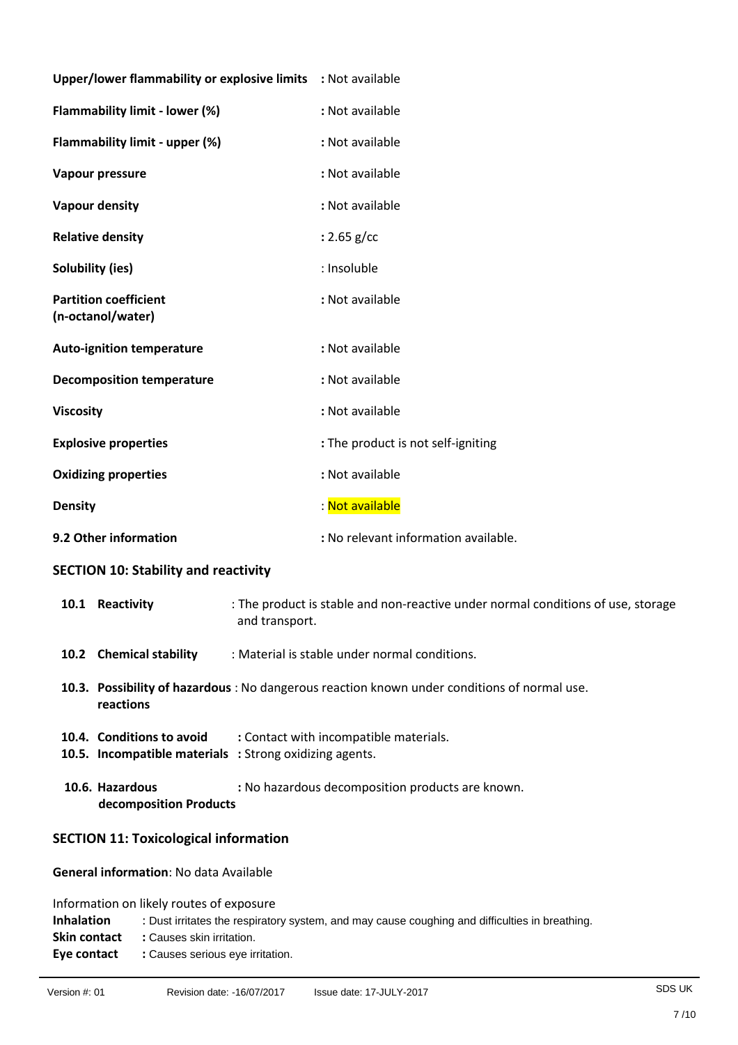| | |
|---|---|
| **Upper/lower flammability or explosive limits** | **:** Not available |
| **Flammability limit - lower (%)** | **:** Not available |
| **Flammability limit - upper (%)** | **:** Not available |
| **Vapour pressure** | **:** Not available |
| **Vapour density** | **:** Not available |
| **Relative density** | **:** 2.65 g/cc |
| **Solubility (ies)** | : Insoluble |
| **Partition coefficient (n-octanol/water)** | **:** Not available |
| **Auto-ignition temperature** | **:** Not available |
| **Decomposition temperature** | **:** Not available |
| **Viscosity** | **:** Not available |
| **Explosive properties** | **:** The product is not self-igniting |
| **Oxidizing properties** | **:** Not available |
| **Density** | : Not available |
| **9.2 Other information** | **:** No relevant information available. |

## SECTION 10: Stability and reactivity

**10.1 Reactivity** : The product is stable and non-reactive under normal conditions of use, storage and transport.

**10.2 Chemical stability** : Material is stable under normal conditions.

**10.3. Possibility of hazardous reactions** : No dangerous reaction known under conditions of normal use.

**10.4. Conditions to avoid** **:** Contact with incompatible materials.

**10.5. Incompatible materials** **:** Strong oxidizing agents.

**10.6. Hazardous decomposition Products** **:** No hazardous decomposition products are known.

## SECTION 11: Toxicological information

**General information**: No data Available

Information on likely routes of exposure

**Inhalation** : Dust irritates the respiratory system, and may cause coughing and difficulties in breathing.

**Skin contact** **:** Causes skin irritation.

**Eye contact** **:** Causes serious eye irritation.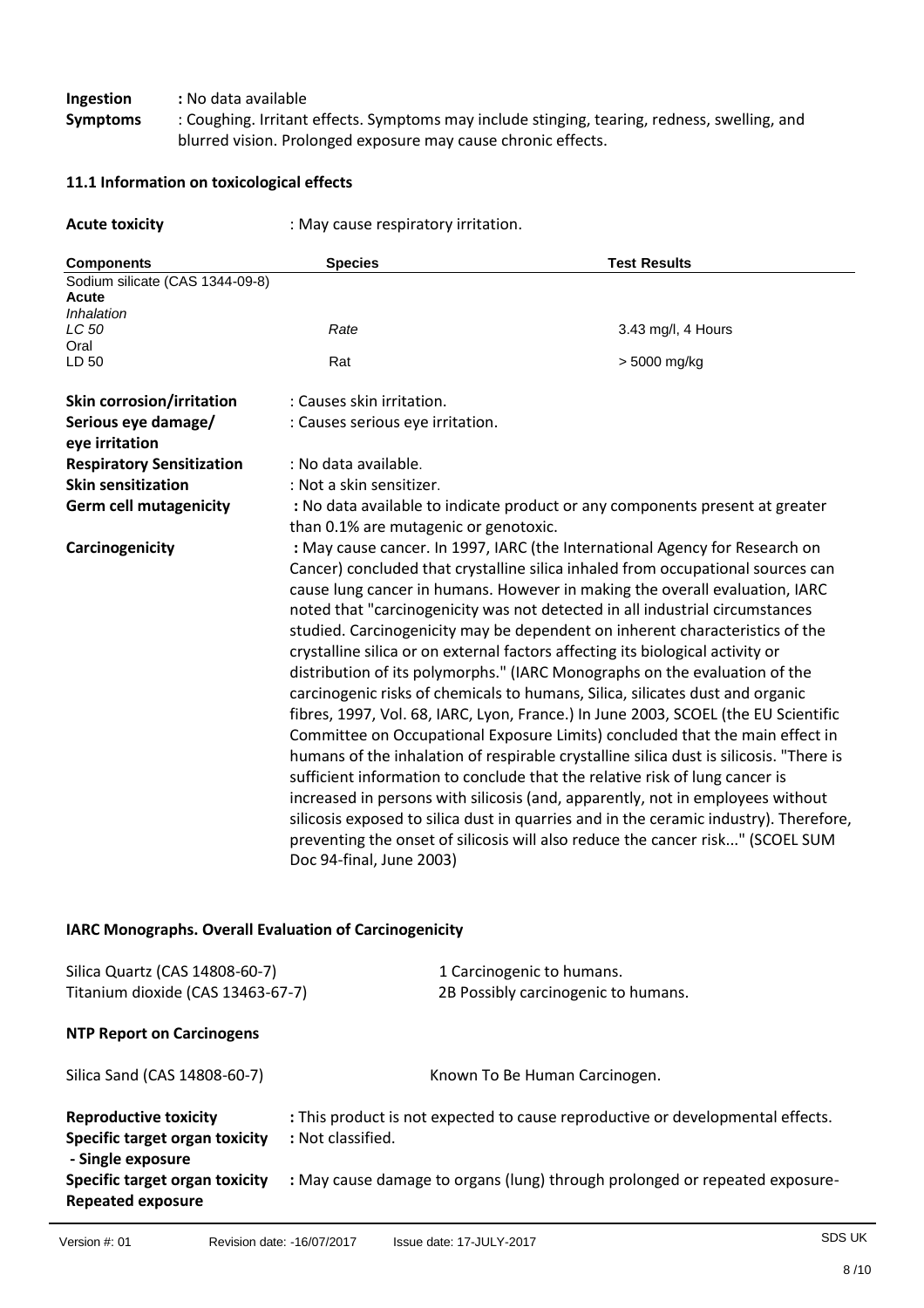**Ingestion** : No data available

**Symptoms** : Coughing. Irritant effects. Symptoms may include stinging, tearing, redness, swelling, and blurred vision. Prolonged exposure may cause chronic effects.

### 11.1 Information on toxicological effects

**Acute toxicity** : May cause respiratory irritation.

| Components | Species | Test Results |
|---|---|---|
| Sodium silicate (CAS 1344-09-8) | | |
| **Acute** | | |
| *Inhalation* | | |
| *LC 50* | *Rate* | 3.43 mg/l, 4 Hours |
| Oral | | |
| LD 50 | Rat | > 5000 mg/kg |

**Skin corrosion/irritation** : Causes skin irritation.

**Serious eye damage/ eye irritation** : Causes serious eye irritation.

**Respiratory Sensitization** : No data available.

**Skin sensitization** : Not a skin sensitizer.

**Germ cell mutagenicity** : No data available to indicate product or any components present at greater than 0.1% are mutagenic or genotoxic.

**Carcinogenicity** : May cause cancer. In 1997, IARC (the International Agency for Research on Cancer) concluded that crystalline silica inhaled from occupational sources can cause lung cancer in humans. However in making the overall evaluation, IARC noted that "carcinogenicity was not detected in all industrial circumstances studied. Carcinogenicity may be dependent on inherent characteristics of the crystalline silica or on external factors affecting its biological activity or distribution of its polymorphs." (IARC Monographs on the evaluation of the carcinogenic risks of chemicals to humans, Silica, silicates dust and organic fibres, 1997, Vol. 68, IARC, Lyon, France.) In June 2003, SCOEL (the EU Scientific Committee on Occupational Exposure Limits) concluded that the main effect in humans of the inhalation of respirable crystalline silica dust is silicosis. "There is sufficient information to conclude that the relative risk of lung cancer is increased in persons with silicosis (and, apparently, not in employees without silicosis exposed to silica dust in quarries and in the ceramic industry). Therefore, preventing the onset of silicosis will also reduce the cancer risk..." (SCOEL SUM Doc 94-final, June 2003)

### IARC Monographs. Overall Evaluation of Carcinogenicity

| | |
|---|---|
| Silica Quartz (CAS 14808-60-7) | 1 Carcinogenic to humans. |
| Titanium dioxide (CAS 13463-67-7) | 2B Possibly carcinogenic to humans. |

**NTP Report on Carcinogens**

| | |
|---|---|
| Silica Sand (CAS 14808-60-7) | Known To Be Human Carcinogen. |

**Reproductive toxicity** : This product is not expected to cause reproductive or developmental effects.

**Specific target organ toxicity - Single exposure** : Not classified.

**Specific target organ toxicity Repeated exposure** : May cause damage to organs (lung) through prolonged or repeated exposure-

Version #: 01 Revision date: -16/07/2017 Issue date: 17-JULY-2017 SDS UK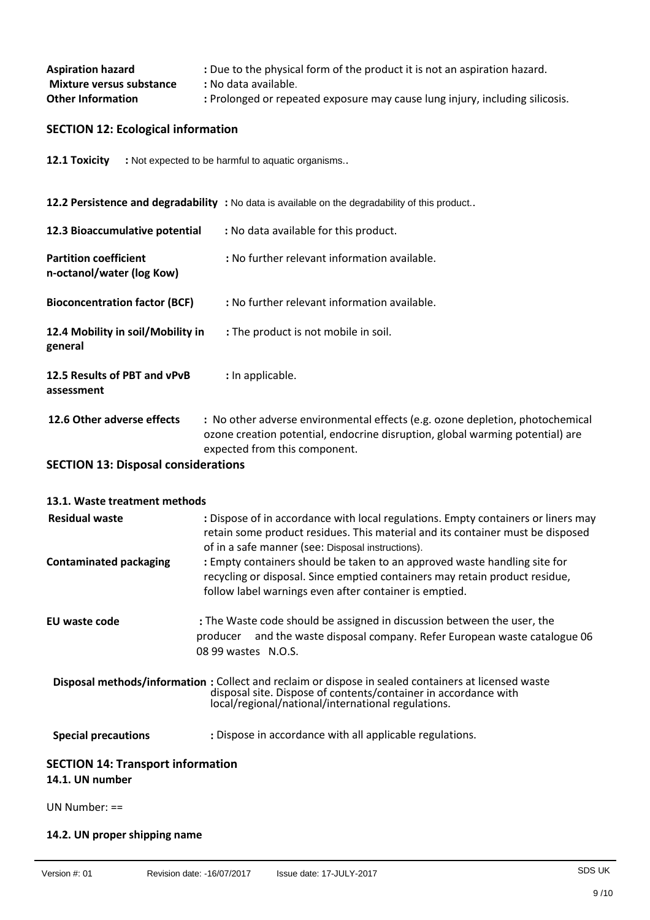**Aspiration hazard** : Due to the physical form of the product it is not an aspiration hazard.
**Mixture versus substance** : No data available.
**Other Information** : Prolonged or repeated exposure may cause lung injury, including silicosis.

## SECTION 12: Ecological information

**12.1 Toxicity** : Not expected to be harmful to aquatic organisms..

**12.2 Persistence and degradability** : No data is available on the degradability of this product..

**12.3 Bioaccumulative potential** : No data available for this product.

**Partition coefficient n-octanol/water (log Kow)** : No further relevant information available.

**Bioconcentration factor (BCF)** : No further relevant information available.

**12.4 Mobility in soil/Mobility in general** : The product is not mobile in soil.

**12.5 Results of PBT and vPvB assessment** : In applicable.

**12.6 Other adverse effects** : No other adverse environmental effects (e.g. ozone depletion, photochemical ozone creation potential, endocrine disruption, global warming potential) are expected from this component.

## SECTION 13: Disposal considerations

**13.1. Waste treatment methods**

**Residual waste** : Dispose of in accordance with local regulations. Empty containers or liners may retain some product residues. This material and its container must be disposed of in a safe manner (see: Disposal instructions).

**Contaminated packaging** : Empty containers should be taken to an approved waste handling site for recycling or disposal. Since emptied containers may retain product residue, follow label warnings even after container is emptied.

**EU waste code** : The Waste code should be assigned in discussion between the user, the producer and the waste disposal company. Refer European waste catalogue 06 08 99 wastes N.O.S.

**Disposal methods/information** : Collect and reclaim or dispose in sealed containers at licensed waste disposal site. Dispose of contents/container in accordance with local/regional/national/international regulations.

**Special precautions** : Dispose in accordance with all applicable regulations.

## SECTION 14: Transport information

**14.1. UN number**

UN Number: ==

**14.2. UN proper shipping name**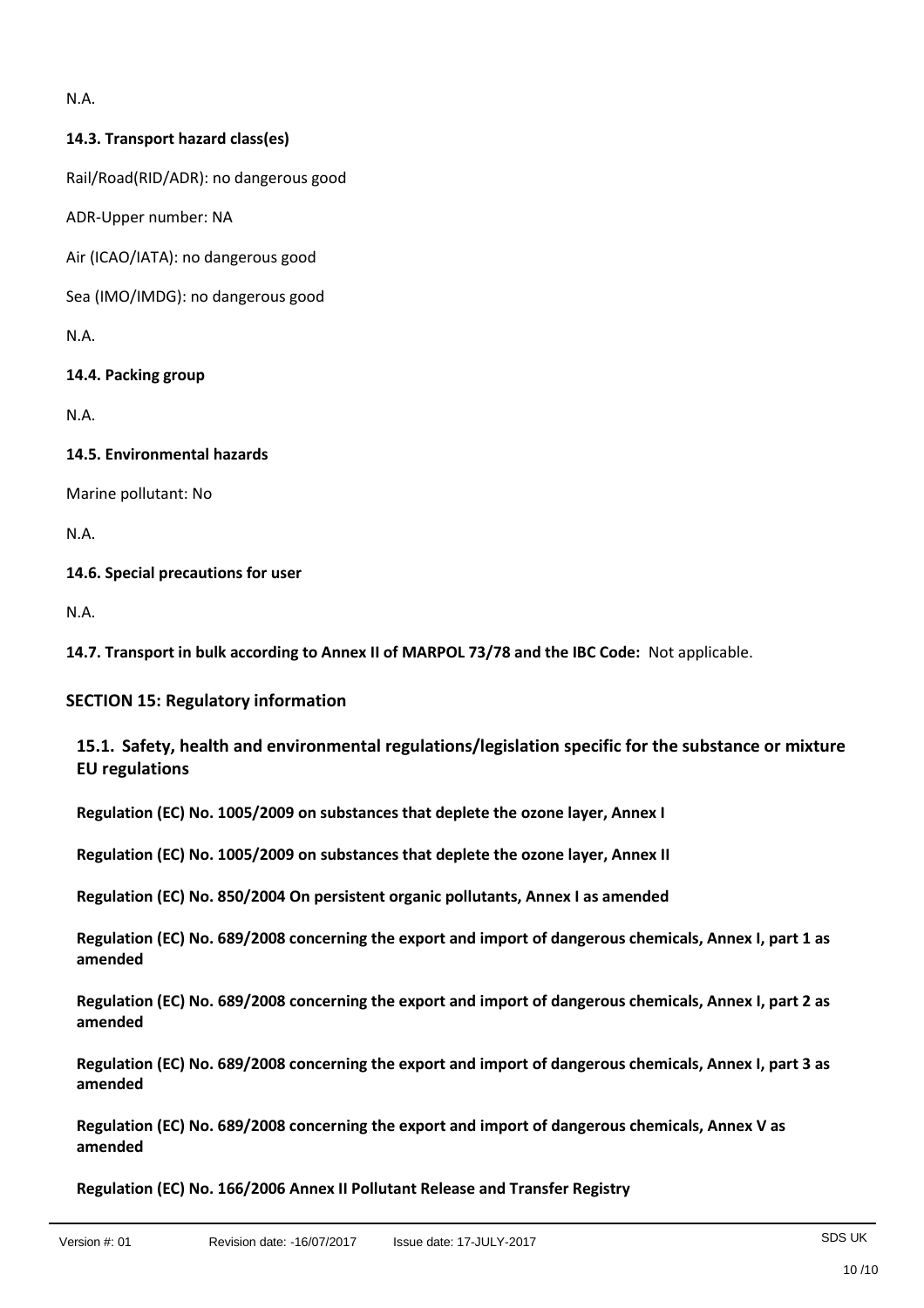N.A.

**14.3. Transport hazard class(es)**

Rail/Road(RID/ADR): no dangerous good

ADR-Upper number: NA

Air (ICAO/IATA): no dangerous good

Sea (IMO/IMDG): no dangerous good

N.A.

**14.4. Packing group**

N.A.

**14.5. Environmental hazards**

Marine pollutant: No

N.A.

**14.6. Special precautions for user**

N.A.

**14.7. Transport in bulk according to Annex II of MARPOL 73/78 and the IBC Code:** Not applicable.

## SECTION 15: Regulatory information

### 15.1. Safety, health and environmental regulations/legislation specific for the substance or mixture EU regulations

**Regulation (EC) No. 1005/2009 on substances that deplete the ozone layer, Annex I**

**Regulation (EC) No. 1005/2009 on substances that deplete the ozone layer, Annex II**

**Regulation (EC) No. 850/2004 On persistent organic pollutants, Annex I as amended**

**Regulation (EC) No. 689/2008 concerning the export and import of dangerous chemicals, Annex I, part 1 as amended**

**Regulation (EC) No. 689/2008 concerning the export and import of dangerous chemicals, Annex I, part 2 as amended**

**Regulation (EC) No. 689/2008 concerning the export and import of dangerous chemicals, Annex I, part 3 as amended**

**Regulation (EC) No. 689/2008 concerning the export and import of dangerous chemicals, Annex V as amended**

**Regulation (EC) No. 166/2006 Annex II Pollutant Release and Transfer Registry**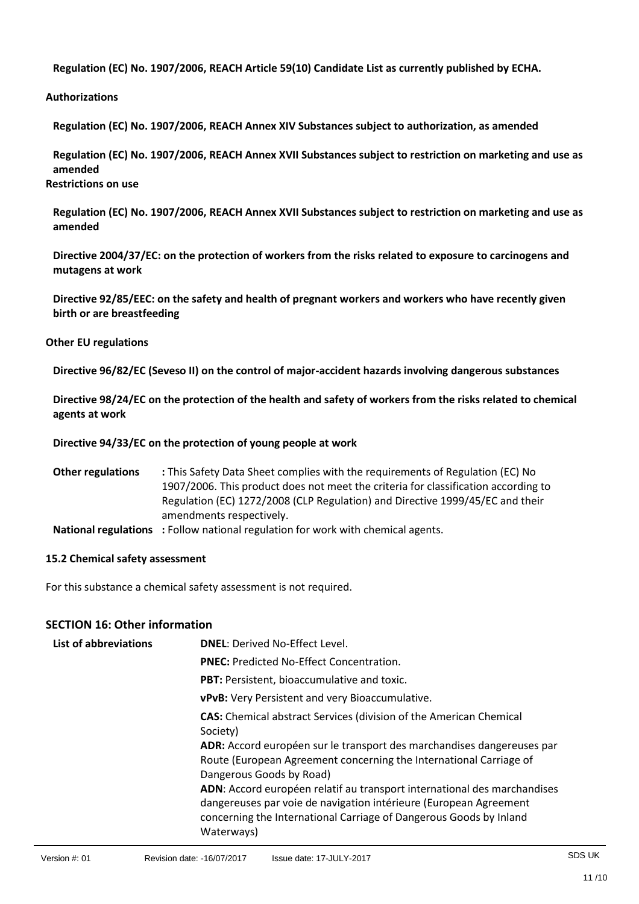**Regulation (EC) No. 1907/2006, REACH Article 59(10) Candidate List as currently published by ECHA.**

**Authorizations**

**Regulation (EC) No. 1907/2006, REACH Annex XIV Substances subject to authorization, as amended**

**Regulation (EC) No. 1907/2006, REACH Annex XVII Substances subject to restriction on marketing and use as amended**

**Restrictions on use**

**Regulation (EC) No. 1907/2006, REACH Annex XVII Substances subject to restriction on marketing and use as amended**

**Directive 2004/37/EC: on the protection of workers from the risks related to exposure to carcinogens and mutagens at work**

**Directive 92/85/EEC: on the safety and health of pregnant workers and workers who have recently given birth or are breastfeeding**

**Other EU regulations**

**Directive 96/82/EC (Seveso II) on the control of major-accident hazards involving dangerous substances**

**Directive 98/24/EC on the protection of the health and safety of workers from the risks related to chemical agents at work**

**Directive 94/33/EC on the protection of young people at work**

**Other regulations** **:** This Safety Data Sheet complies with the requirements of Regulation (EC) No 1907/2006. This product does not meet the criteria for classification according to Regulation (EC) 1272/2008 (CLP Regulation) and Directive 1999/45/EC and their amendments respectively.

**National regulations** **:** Follow national regulation for work with chemical agents.

**15.2 Chemical safety assessment**

For this substance a chemical safety assessment is not required.

## SECTION 16: Other information

**List of abbreviations**

**DNEL**: Derived No-Effect Level.

**PNEC:** Predicted No-Effect Concentration.

**PBT:** Persistent, bioaccumulative and toxic.

**vPvB:** Very Persistent and very Bioaccumulative.

**CAS:** Chemical abstract Services (division of the American Chemical Society)

**ADR:** Accord européen sur le transport des marchandises dangereuses par Route (European Agreement concerning the International Carriage of Dangerous Goods by Road)

**ADN**: Accord européen relatif au transport international des marchandises dangereuses par voie de navigation intérieure (European Agreement concerning the International Carriage of Dangerous Goods by Inland Waterways)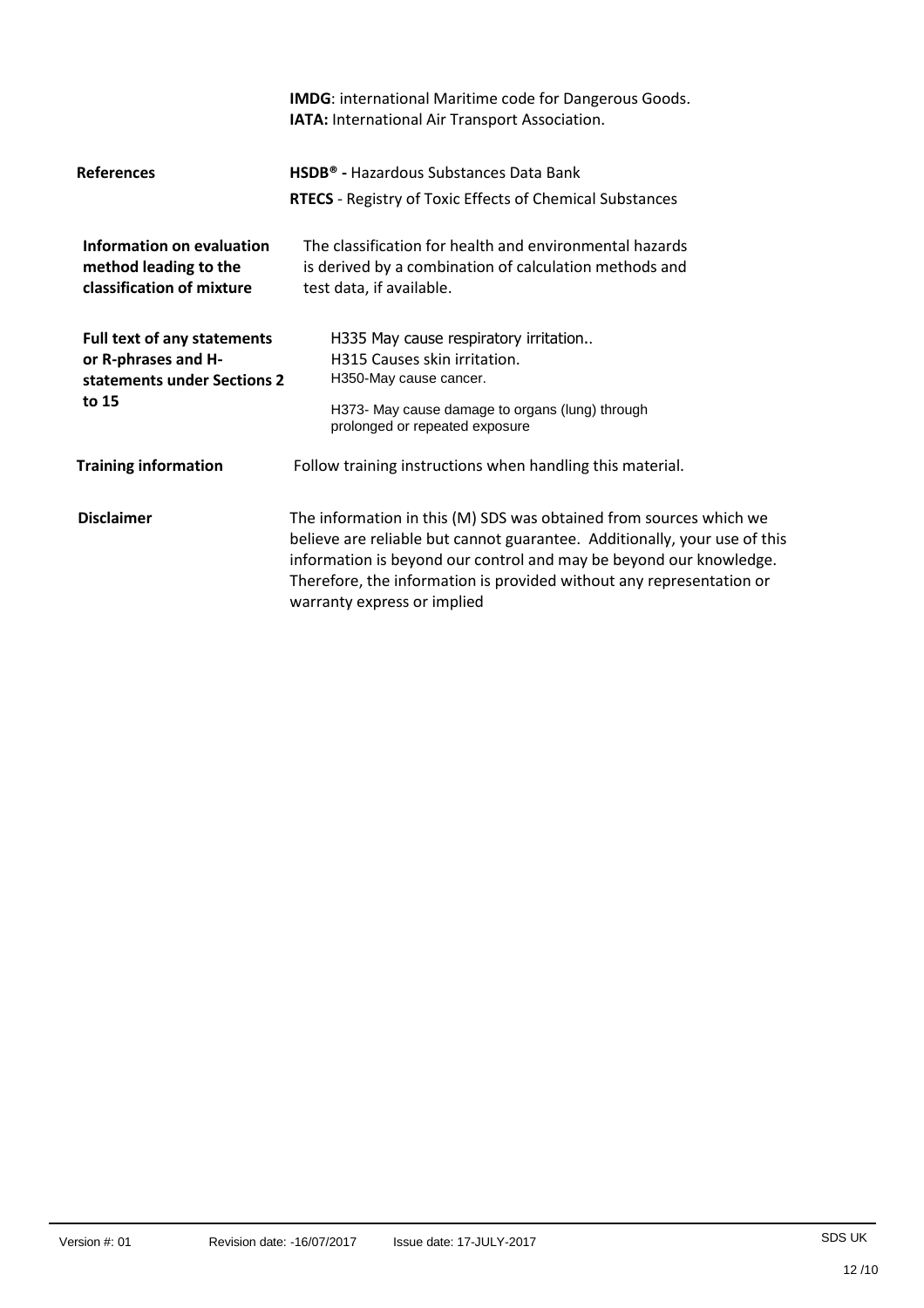**IMDG**: international Maritime code for Dangerous Goods.
**IATA:** International Air Transport Association.

| | |
|---|---|
| **References** | **HSDB® -** Hazardous Substances Data Bank<br>**RTECS** - Registry of Toxic Effects of Chemical Substances |
| **Information on evaluation method leading to the classification of mixture** | The classification for health and environmental hazards is derived by a combination of calculation methods and test data, if available. |
| **Full text of any statements or R-phrases and H-statements under Sections 2 to 15** | H335 May cause respiratory irritation..<br>H315 Causes skin irritation.<br>H350-May cause cancer.<br>H373- May cause damage to organs (lung) through prolonged or repeated exposure |
| **Training information** | Follow training instructions when handling this material. |
| **Disclaimer** | The information in this (M) SDS was obtained from sources which we believe are reliable but cannot guarantee. Additionally, your use of this information is beyond our control and may be beyond our knowledge. Therefore, the information is provided without any representation or warranty express or implied |